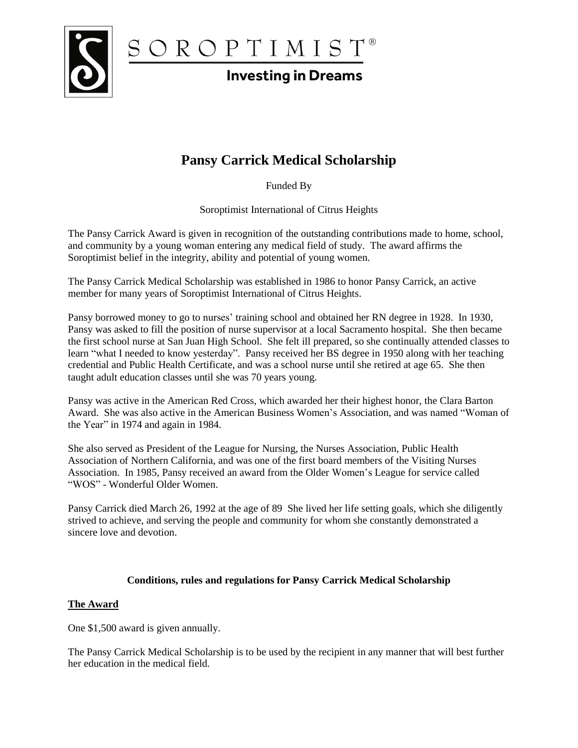SOROPTIMIST®

Investing in Dreams

# Pansy Carrick Medical Scholarship

Funded By

Soroptimist International of Citrus Heights

The Pansy Carrick Award is given in recognition of the outstanding contributions made to home, school, and community by a young woman entering any medical field of study. The award affirms the Soroptimist belief in the integrity, ability and potential of young women.

The Pansy Carrick Medical Scholarship was established in 1986 to honor Pansy Carrick, an active member for many years of Soroptimist International of Citrus Heights.

Pansy borrowed money to go to nurses' training school and obtained her RN degree in 1928. In 1930, Pansy was asked to fill the position of nurse supervisor at a local Sacramento hospital. She then became the first school nurse at San Juan High School. She felt ill prepared, so she continually attended classes to learn "what I needed to know yesterday". Pansy received her BS degree in 1950 along with her teaching credential and Public Health Certificate, and was a school nurse until she retired at age 65. She then taught adult education classes until she was 70 years young.

Pansy was active in the American Red Cross, which awarded her their highest honor, the Clara Barton Award. She was also active in the American Business Women's Association, and was named "Woman of the Year" in 1974 and again in 1984.

She also served as President of the League for Nursing, the Nurses Association, Public Health Association of Northern California, and was one of the first board members of the Visiting Nurses Association. In 1985, Pansy received an award from the Older Women's League for service called "WOS" - Wonderful Older Women.

Pansy Carrick died March 26, 1992 at the age of 89 She lived her life setting goals, which she diligently strived to achieve, and serving the people and community for whom she constantly demonstrated a sincere love and devotion.

### Conditions, rules and regulations for Pansy Carrick Medical Scholarship

**The Award**

One $1,500 award is given annually.

The Pansy Carrick Medical Scholarship is to be used by the recipient in any manner that will best further her education in the medical field.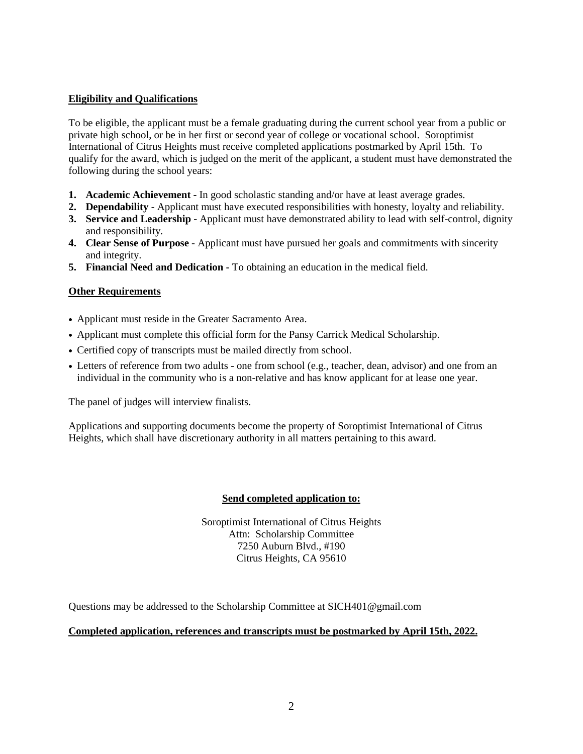**Eligibility and Qualifications**

To be eligible, the applicant must be a female graduating during the current school year from a public or private high school, or be in her first or second year of college or vocational school. Soroptimist International of Citrus Heights must receive completed applications postmarked by April 15th. To qualify for the award, which is judged on the merit of the applicant, a student must have demonstrated the following during the school years:

1. **Academic Achievement -** In good scholastic standing and/or have at least average grades.
2. **Dependability -** Applicant must have executed responsibilities with honesty, loyalty and reliability.
3. **Service and Leadership -** Applicant must have demonstrated ability to lead with self-control, dignity and responsibility.
4. **Clear Sense of Purpose -** Applicant must have pursued her goals and commitments with sincerity and integrity.
5. **Financial Need and Dedication -** To obtaining an education in the medical field.

**Other Requirements**

- Applicant must reside in the Greater Sacramento Area.
- Applicant must complete this official form for the Pansy Carrick Medical Scholarship.
- Certified copy of transcripts must be mailed directly from school.
- Letters of reference from two adults - one from school (e.g., teacher, dean, advisor) and one from an individual in the community who is a non-relative and has know applicant for at lease one year.

The panel of judges will interview finalists.

Applications and supporting documents become the property of Soroptimist International of Citrus Heights, which shall have discretionary authority in all matters pertaining to this award.

**Send completed application to:**

Soroptimist International of Citrus Heights
Attn: Scholarship Committee
7250 Auburn Blvd., #190
Citrus Heights, CA 95610

Questions may be addressed to the Scholarship Committee at SICH401@gmail.com

**Completed application, references and transcripts must be postmarked by April 15th, 2022.**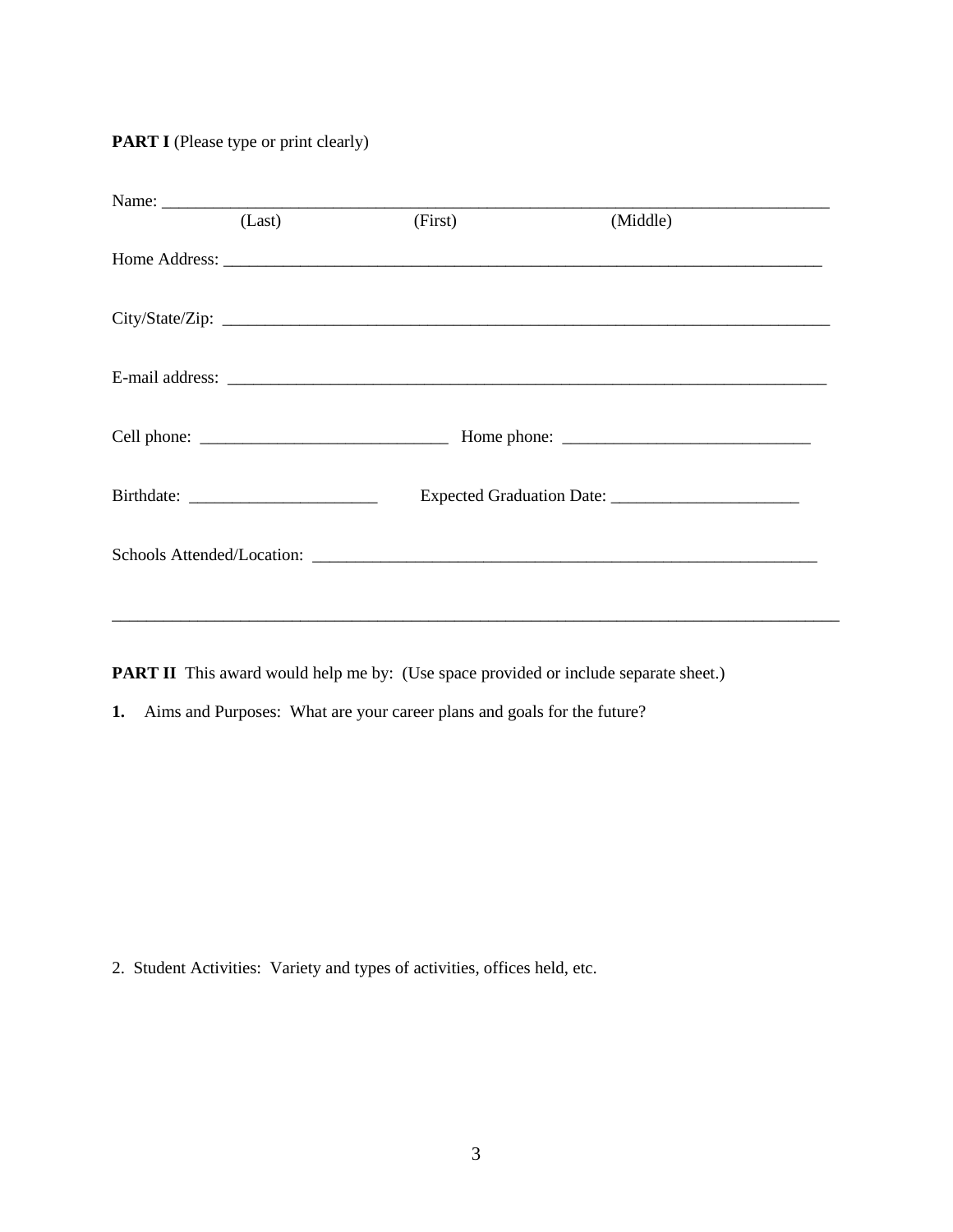**PART I** (Please type or print clearly)

Name: ___________________________________________________________________________
(Last) (First) (Middle)

Home Address: ____________________________________________________________________

City/State/Zip: ____________________________________________________________________

E-mail address: ____________________________________________________________________

Cell phone: ____________________________ Home phone: ____________________________

Birthdate: ______________________ Expected Graduation Date: ______________________

Schools Attended/Location: ___________________________________________________________

_____________________________________________________________________________________

**PART II** This award would help me by: (Use space provided or include separate sheet.)

**1.** Aims and Purposes: What are your career plans and goals for the future?

2. Student Activities: Variety and types of activities, offices held, etc.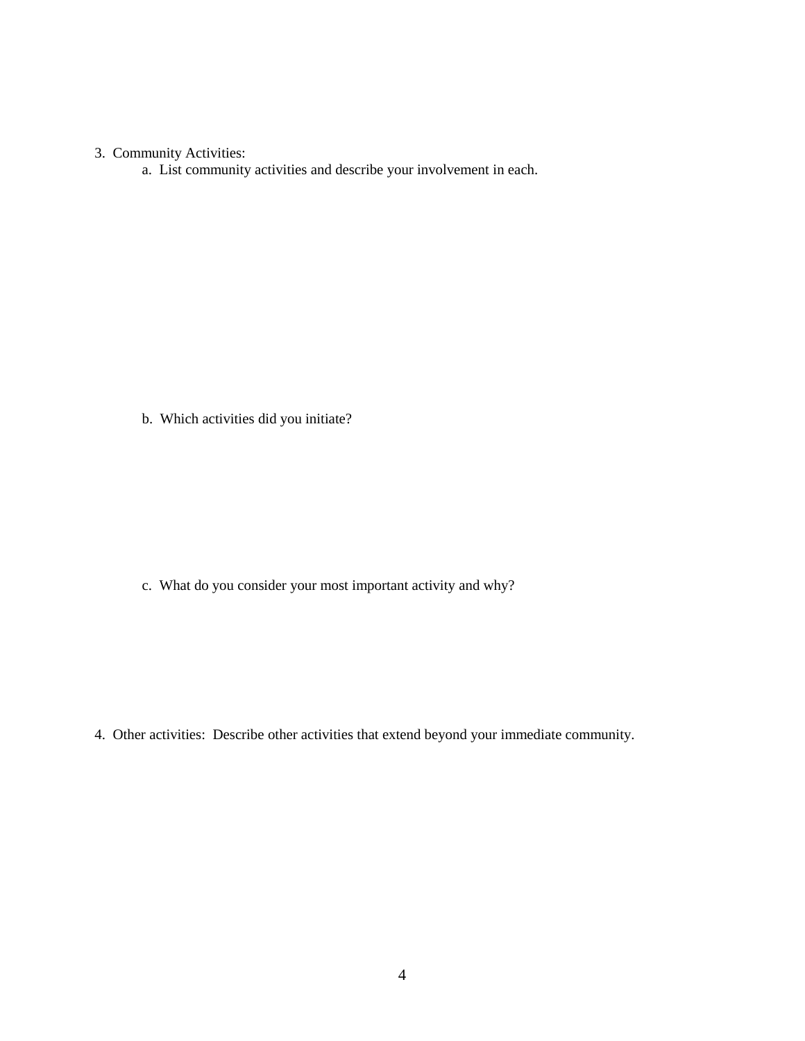3. Community Activities:
   a. List community activities and describe your involvement in each.

   b. Which activities did you initiate?

   c. What do you consider your most important activity and why?

4. Other activities: Describe other activities that extend beyond your immediate community.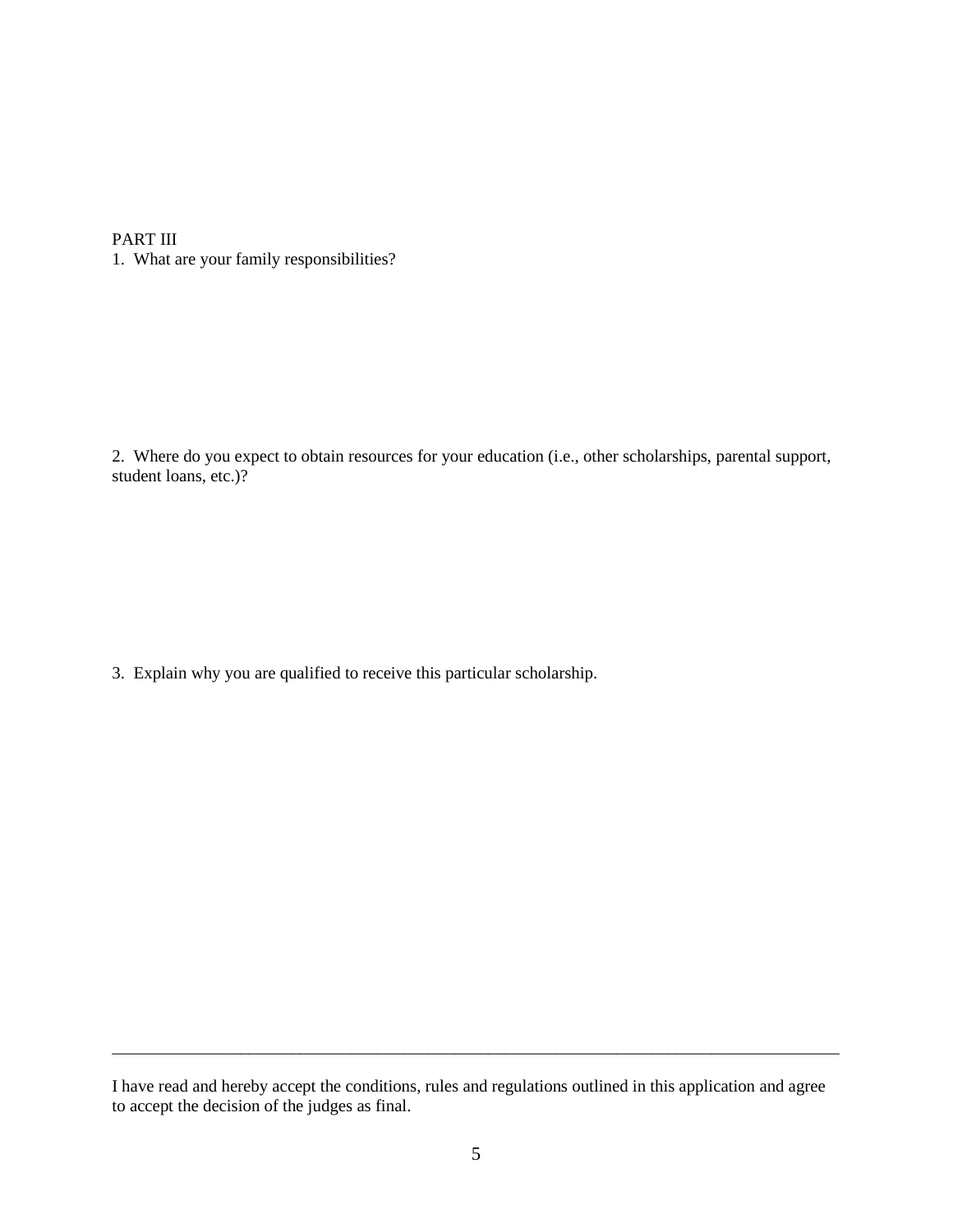PART III

1. What are your family responsibilities?

2. Where do you expect to obtain resources for your education (i.e., other scholarships, parental support, student loans, etc.)?

3. Explain why you are qualified to receive this particular scholarship.

\_\_\_\_\_\_\_\_\_\_\_\_\_\_\_\_\_\_\_\_\_\_\_\_\_\_\_\_\_\_\_\_\_\_\_\_\_\_\_\_\_\_\_\_\_\_\_\_\_\_\_\_\_\_\_\_\_\_\_\_\_\_\_\_\_\_\_\_\_\_\_\_\_\_\_\_\_\_

I have read and hereby accept the conditions, rules and regulations outlined in this application and agree to accept the decision of the judges as final.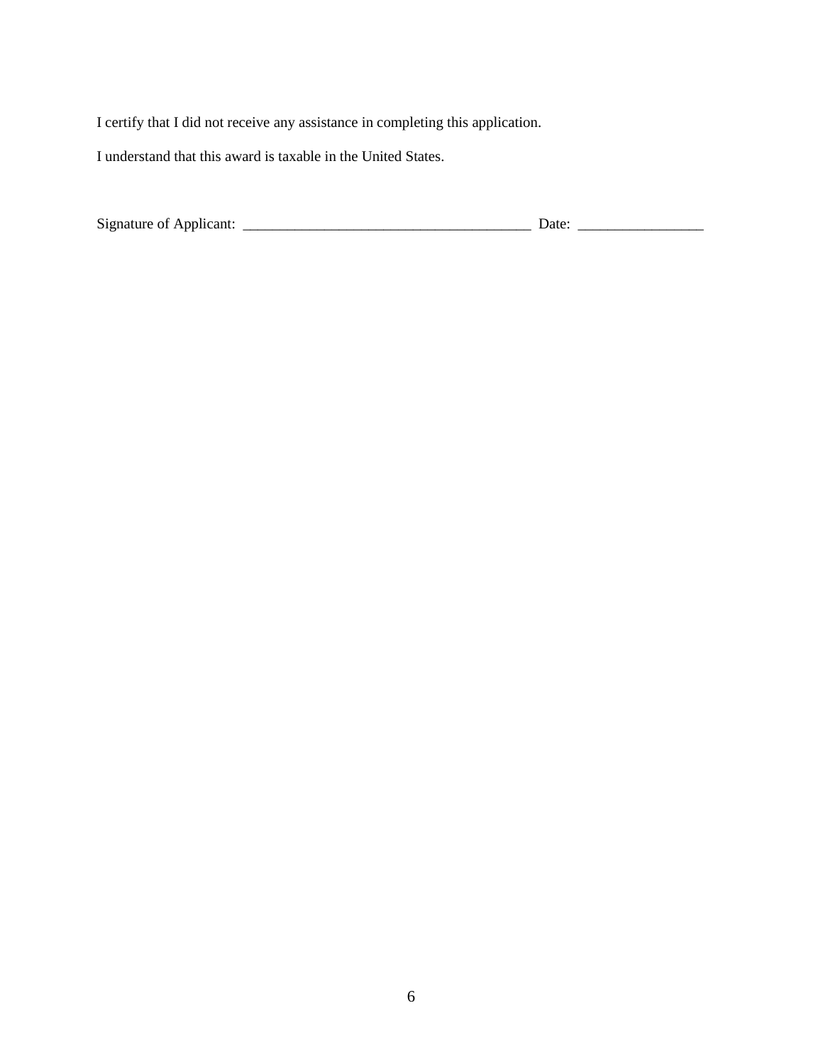I certify that I did not receive any assistance in completing this application.

I understand that this award is taxable in the United States.

Signature of Applicant: ________________________________________ Date: _________________